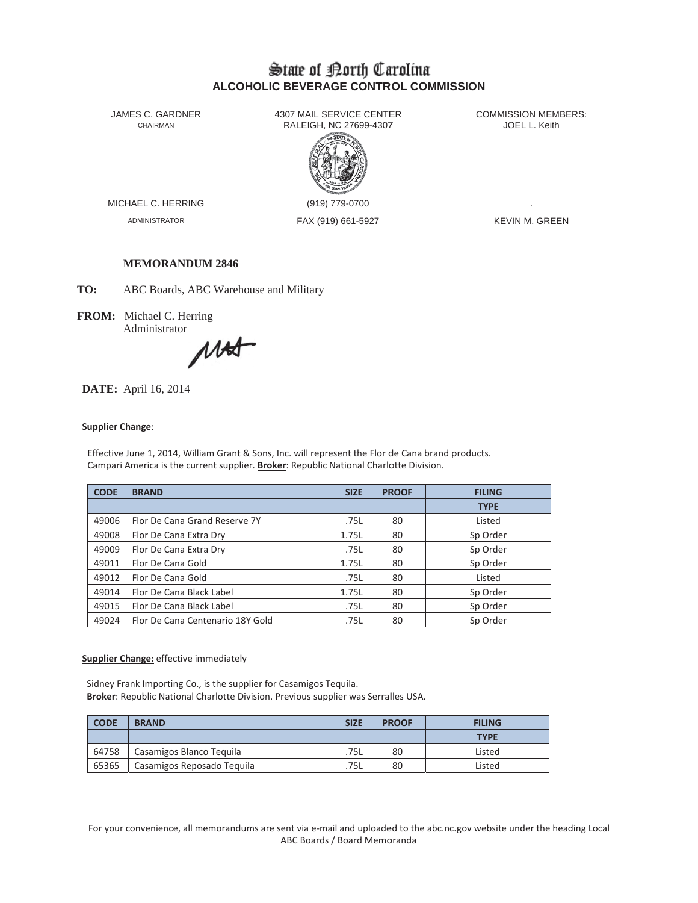# State of North Carolina
## ALCOHOLIC BEVERAGE CONTROL COMMISSION

JAMES C. GARDNER
CHAIRMAN

4307 MAIL SERVICE CENTER
RALEIGH, NC 27699-4307

COMMISSION MEMBERS:
JOEL L. Keith

MICHAEL C. HERRING
ADMINISTRATOR

(919) 779-0700
FAX (919) 661-5927

.
KEVIN M. GREEN

**MEMORANDUM 2846**

**TO:** ABC Boards, ABC Warehouse and Military

**FROM:** Michael C. Herring
Administrator

**DATE:** April 16, 2014

**Supplier Change**:

Effective June 1, 2014, William Grant & Sons, Inc. will represent the Flor de Cana brand products. Campari America is the current supplier. **Broker**: Republic National Charlotte Division.

| CODE | BRAND | SIZE | PROOF | FILING TYPE |
|---|---|---|---|---|
| 49006 | Flor De Cana Grand Reserve 7Y | .75L | 80 | Listed |
| 49008 | Flor De Cana Extra Dry | 1.75L | 80 | Sp Order |
| 49009 | Flor De Cana Extra Dry | .75L | 80 | Sp Order |
| 49011 | Flor De Cana Gold | 1.75L | 80 | Sp Order |
| 49012 | Flor De Cana Gold | .75L | 80 | Listed |
| 49014 | Flor De Cana Black Label | 1.75L | 80 | Sp Order |
| 49015 | Flor De Cana Black Label | .75L | 80 | Sp Order |
| 49024 | Flor De Cana Centenario 18Y Gold | .75L | 80 | Sp Order |

**Supplier Change:** effective immediately

Sidney Frank Importing Co., is the supplier for Casamigos Tequila.
**Broker**: Republic National Charlotte Division. Previous supplier was Serralles USA.

| CODE | BRAND | SIZE | PROOF | FILING TYPE |
|---|---|---|---|---|
| 64758 | Casamigos Blanco Tequila | .75L | 80 | Listed |
| 65365 | Casamigos Reposado Tequila | .75L | 80 | Listed |

For your convenience, all memorandums are sent via e-mail and uploaded to the abc.nc.gov website under the heading Local ABC Boards / Board Memoranda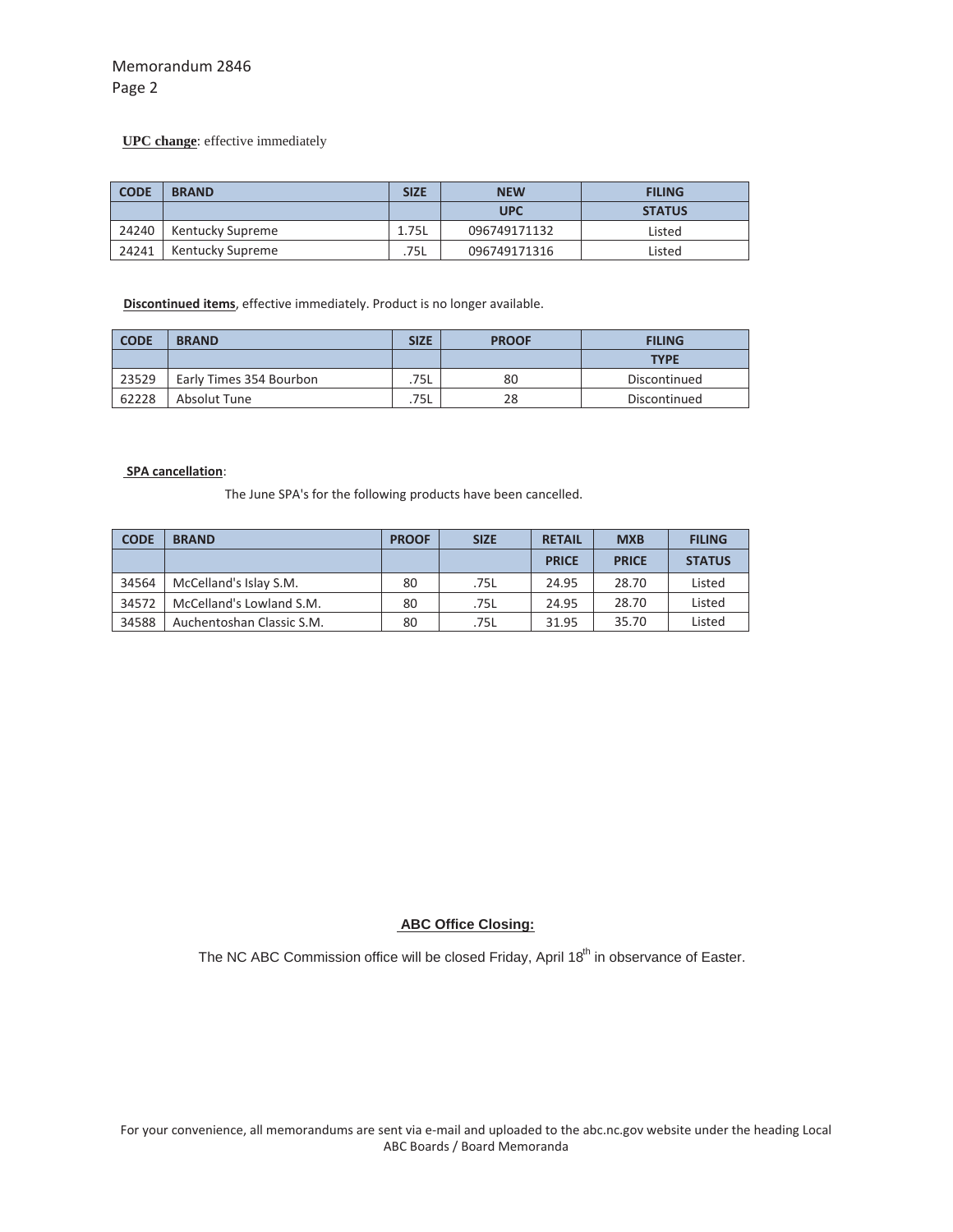**UPC change**: effective immediately

| CODE | BRAND | SIZE | NEW UPC | FILING STATUS |
|---|---|---|---|---|
| 24240 | Kentucky Supreme | 1.75L | 096749171132 | Listed |
| 24241 | Kentucky Supreme | .75L | 096749171316 | Listed |

**Discontinued items**, effective immediately. Product is no longer available.

| CODE | BRAND | SIZE | PROOF | FILING TYPE |
|---|---|---|---|---|
| 23529 | Early Times 354 Bourbon | .75L | 80 | Discontinued |
| 62228 | Absolut Tune | .75L | 28 | Discontinued |

**SPA cancellation**:

The June SPA's for the following products have been cancelled.

| CODE | BRAND | PROOF | SIZE | RETAIL PRICE | MXB PRICE | FILING STATUS |
|---|---|---|---|---|---|---|
| 34564 | McCelland's Islay S.M. | 80 | .75L | 24.95 | 28.70 | Listed |
| 34572 | McCelland's Lowland S.M. | 80 | .75L | 24.95 | 28.70 | Listed |
| 34588 | Auchentoshan Classic S.M. | 80 | .75L | 31.95 | 35.70 | Listed |

**ABC Office Closing:**

The NC ABC Commission office will be closed Friday, April 18th in observance of Easter.

For your convenience, all memorandums are sent via e-mail and uploaded to the abc.nc.gov website under the heading Local ABC Boards / Board Memoranda